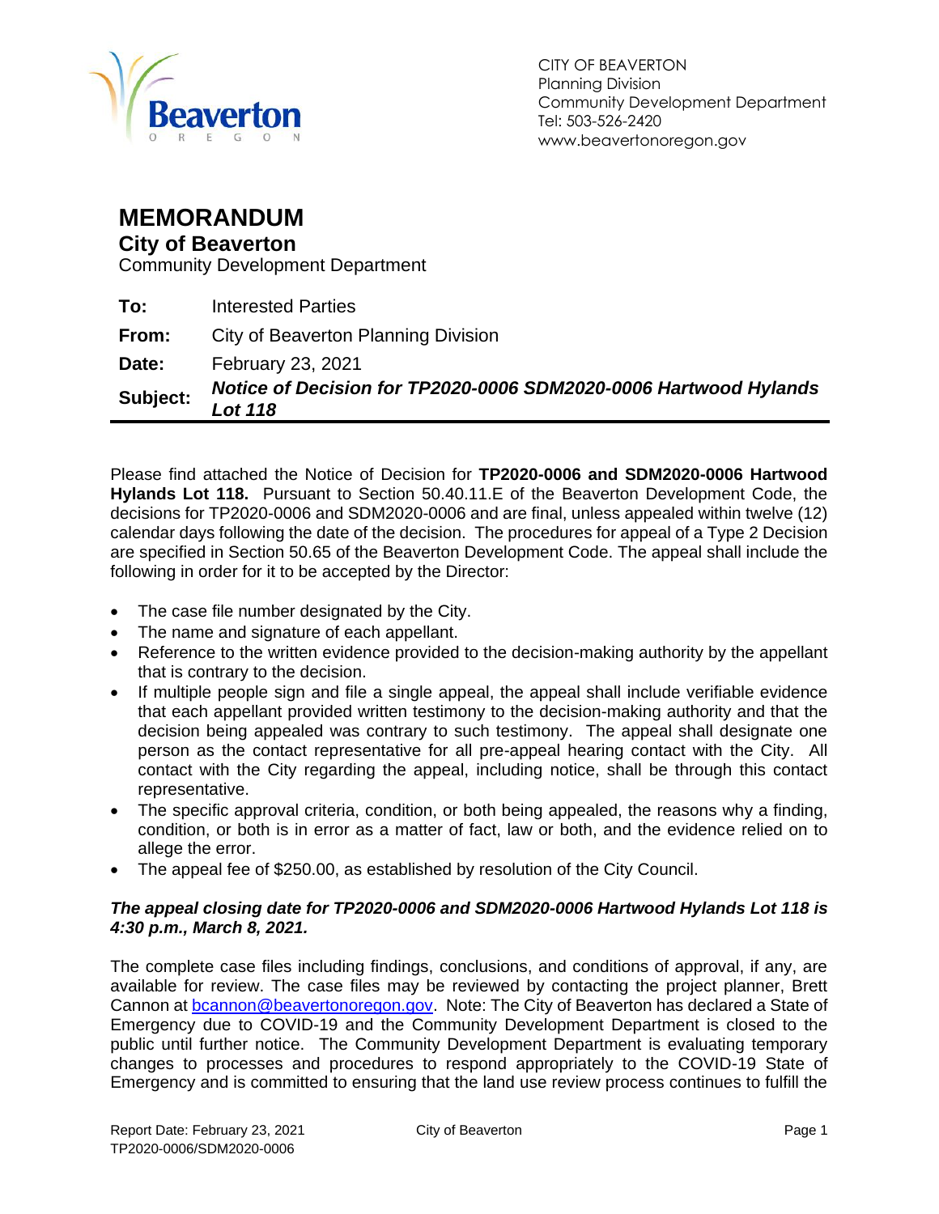CITY OF BEAVERTON
Planning Division
Community Development Department
Tel: 503-526-2420
www.beavertonoregon.gov

# MEMORANDUM

## City of Beaverton

Community Development Department

**To:** Interested Parties

**From:** City of Beaverton Planning Division

**Date:** February 23, 2021

**Subject:** ***Notice of Decision for TP2020-0006 SDM2020-0006 Hartwood Hylands Lot 118***

---

Please find attached the Notice of Decision for **TP2020-0006 and SDM2020-0006 Hartwood Hylands Lot 118.** Pursuant to Section 50.40.11.E of the Beaverton Development Code, the decisions for TP2020-0006 and SDM2020-0006 and are final, unless appealed within twelve (12) calendar days following the date of the decision. The procedures for appeal of a Type 2 Decision are specified in Section 50.65 of the Beaverton Development Code. The appeal shall include the following in order for it to be accepted by the Director:

- The case file number designated by the City.
- The name and signature of each appellant.
- Reference to the written evidence provided to the decision-making authority by the appellant that is contrary to the decision.
- If multiple people sign and file a single appeal, the appeal shall include verifiable evidence that each appellant provided written testimony to the decision-making authority and that the decision being appealed was contrary to such testimony. The appeal shall designate one person as the contact representative for all pre-appeal hearing contact with the City. All contact with the City regarding the appeal, including notice, shall be through this contact representative.
- The specific approval criteria, condition, or both being appealed, the reasons why a finding, condition, or both is in error as a matter of fact, law or both, and the evidence relied on to allege the error.
- The appeal fee of $250.00, as established by resolution of the City Council.

***The appeal closing date for TP2020-0006 and SDM2020-0006 Hartwood Hylands Lot 118 is 4:30 p.m., March 8, 2021.***

The complete case files including findings, conclusions, and conditions of approval, if any, are available for review. The case files may be reviewed by contacting the project planner, Brett Cannon at bcannon@beavertonoregon.gov. Note: The City of Beaverton has declared a State of Emergency due to COVID-19 and the Community Development Department is closed to the public until further notice. The Community Development Department is evaluating temporary changes to processes and procedures to respond appropriately to the COVID-19 State of Emergency and is committed to ensuring that the land use review process continues to fulfill the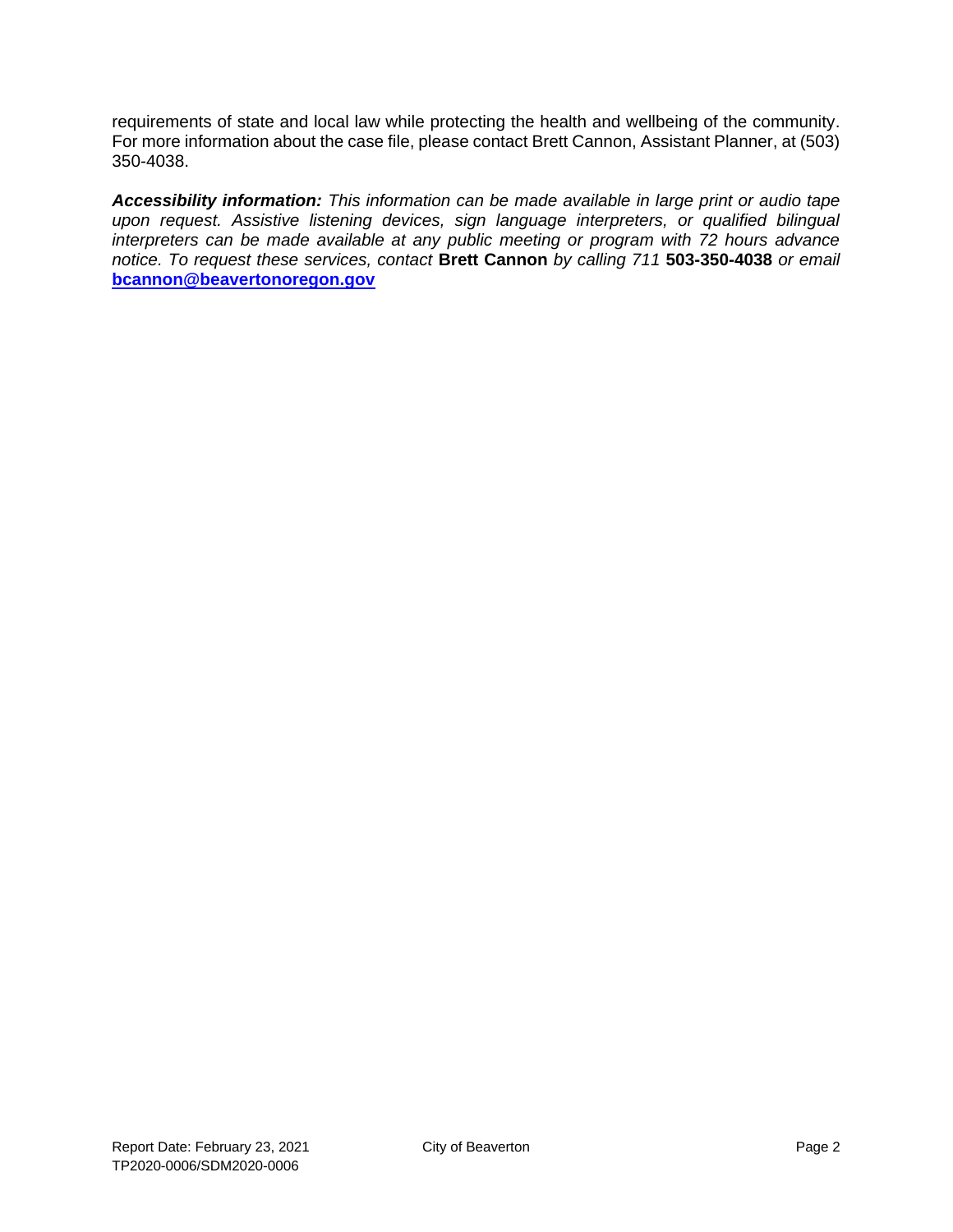requirements of state and local law while protecting the health and wellbeing of the community. For more information about the case file, please contact Brett Cannon, Assistant Planner, at (503) 350-4038.

***Accessibility information:*** *This information can be made available in large print or audio tape upon request. Assistive listening devices, sign language interpreters, or qualified bilingual interpreters can be made available at any public meeting or program with 72 hours advance notice. To request these services, contact* **Brett Cannon** *by calling 711* **503-350-4038** *or email* **bcannon@beavertonoregon.gov**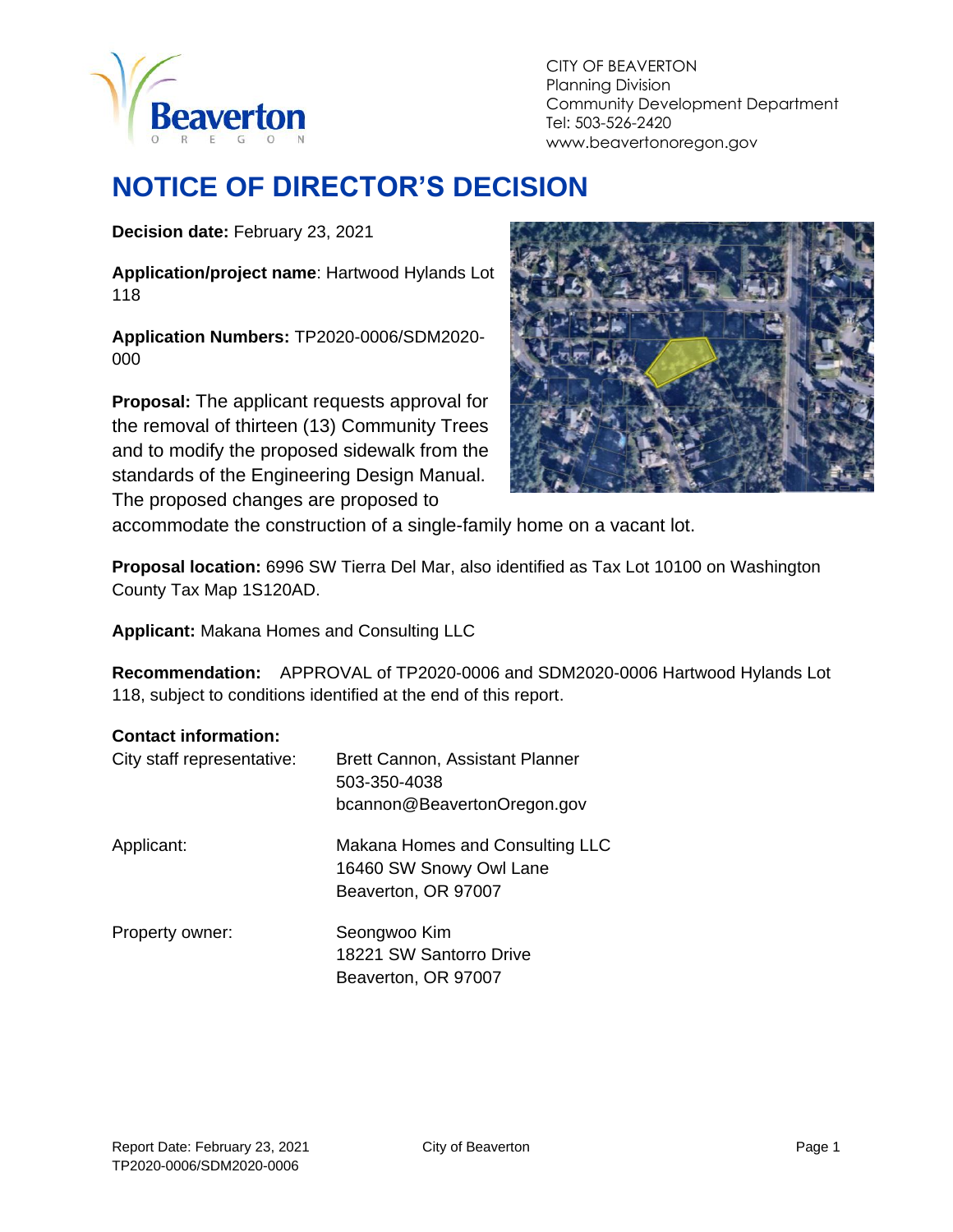CITY OF BEAVERTON
Planning Division
Community Development Department
Tel: 503-526-2420
www.beavertonoregon.gov

# NOTICE OF DIRECTOR'S DECISION

**Decision date:** February 23, 2021

**Application/project name**: Hartwood Hylands Lot 118

**Application Numbers:** TP2020-0006/SDM2020-000

**Proposal:** The applicant requests approval for the removal of thirteen (13) Community Trees and to modify the proposed sidewalk from the standards of the Engineering Design Manual. The proposed changes are proposed to accommodate the construction of a single-family home on a vacant lot.

**Proposal location:** 6996 SW Tierra Del Mar, also identified as Tax Lot 10100 on Washington County Tax Map 1S120AD.

**Applicant:** Makana Homes and Consulting LLC

**Recommendation:** APPROVAL of TP2020-0006 and SDM2020-0006 Hartwood Hylands Lot 118, subject to conditions identified at the end of this report.

**Contact information:**

| | |
|---|---|
| City staff representative: | Brett Cannon, Assistant Planner<br>503-350-4038<br>bcannon@BeavertonOregon.gov |
| Applicant: | Makana Homes and Consulting LLC<br>16460 SW Snowy Owl Lane<br>Beaverton, OR 97007 |
| Property owner: | Seongwoo Kim<br>18221 SW Santorro Drive<br>Beaverton, OR 97007 |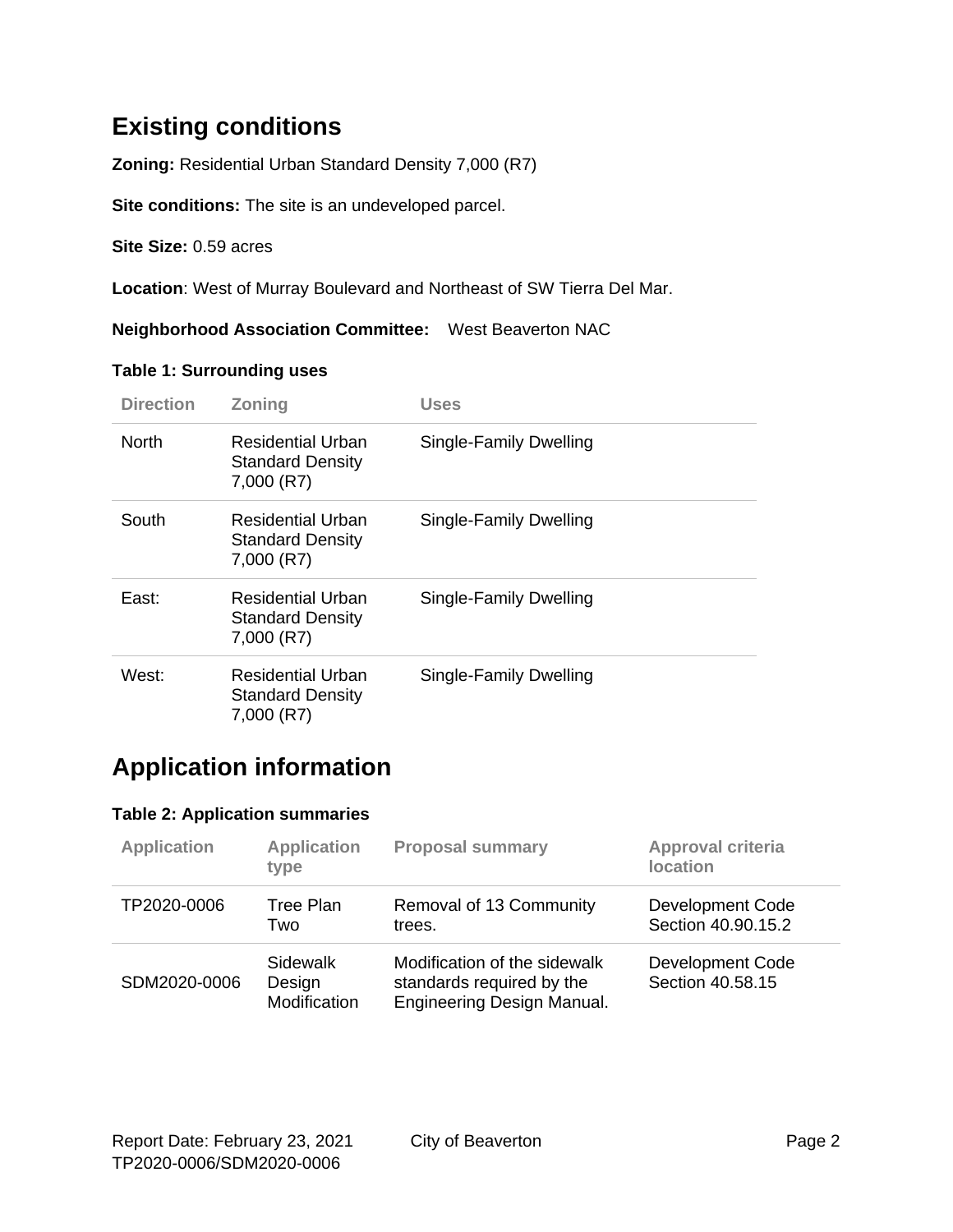## Existing conditions

**Zoning:** Residential Urban Standard Density 7,000 (R7)

**Site conditions:** The site is an undeveloped parcel.

**Site Size:** 0.59 acres

**Location**: West of Murray Boulevard and Northeast of SW Tierra Del Mar.

**Neighborhood Association Committee:** West Beaverton NAC

**Table 1: Surrounding uses**

| Direction | Zoning | Uses |
| --- | --- | --- |
| North | Residential Urban Standard Density 7,000 (R7) | Single-Family Dwelling |
| South | Residential Urban Standard Density 7,000 (R7) | Single-Family Dwelling |
| East: | Residential Urban Standard Density 7,000 (R7) | Single-Family Dwelling |
| West: | Residential Urban Standard Density 7,000 (R7) | Single-Family Dwelling |

## Application information

**Table 2: Application summaries**

| Application | Application type | Proposal summary | Approval criteria location |
| --- | --- | --- | --- |
| TP2020-0006 | Tree Plan Two | Removal of 13 Community trees. | Development Code Section 40.90.15.2 |
| SDM2020-0006 | Sidewalk Design Modification | Modification of the sidewalk standards required by the Engineering Design Manual. | Development Code Section 40.58.15 |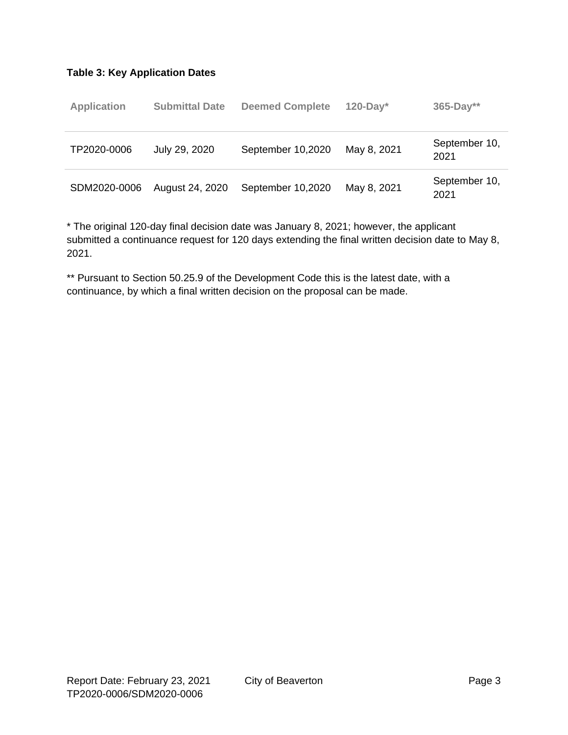**Table 3: Key Application Dates**

| Application | Submittal Date | Deemed Complete | 120-Day* | 365-Day** |
|---|---|---|---|---|
| TP2020-0006 | July 29, 2020 | September 10,2020 | May 8, 2021 | September 10, 2021 |
| SDM2020-0006 | August 24, 2020 | September 10,2020 | May 8, 2021 | September 10, 2021 |

* The original 120-day final decision date was January 8, 2021; however, the applicant submitted a continuance request for 120 days extending the final written decision date to May 8, 2021.

** Pursuant to Section 50.25.9 of the Development Code this is the latest date, with a continuance, by which a final written decision on the proposal can be made.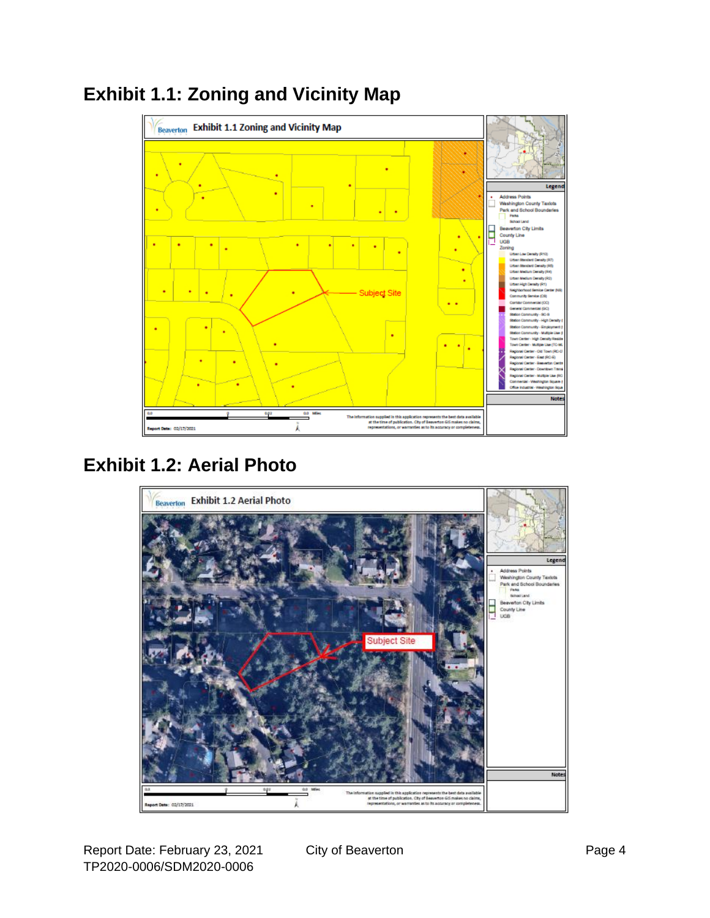## Exhibit 1.1: Zoning and Vicinity Map

## Exhibit 1.2: Aerial Photo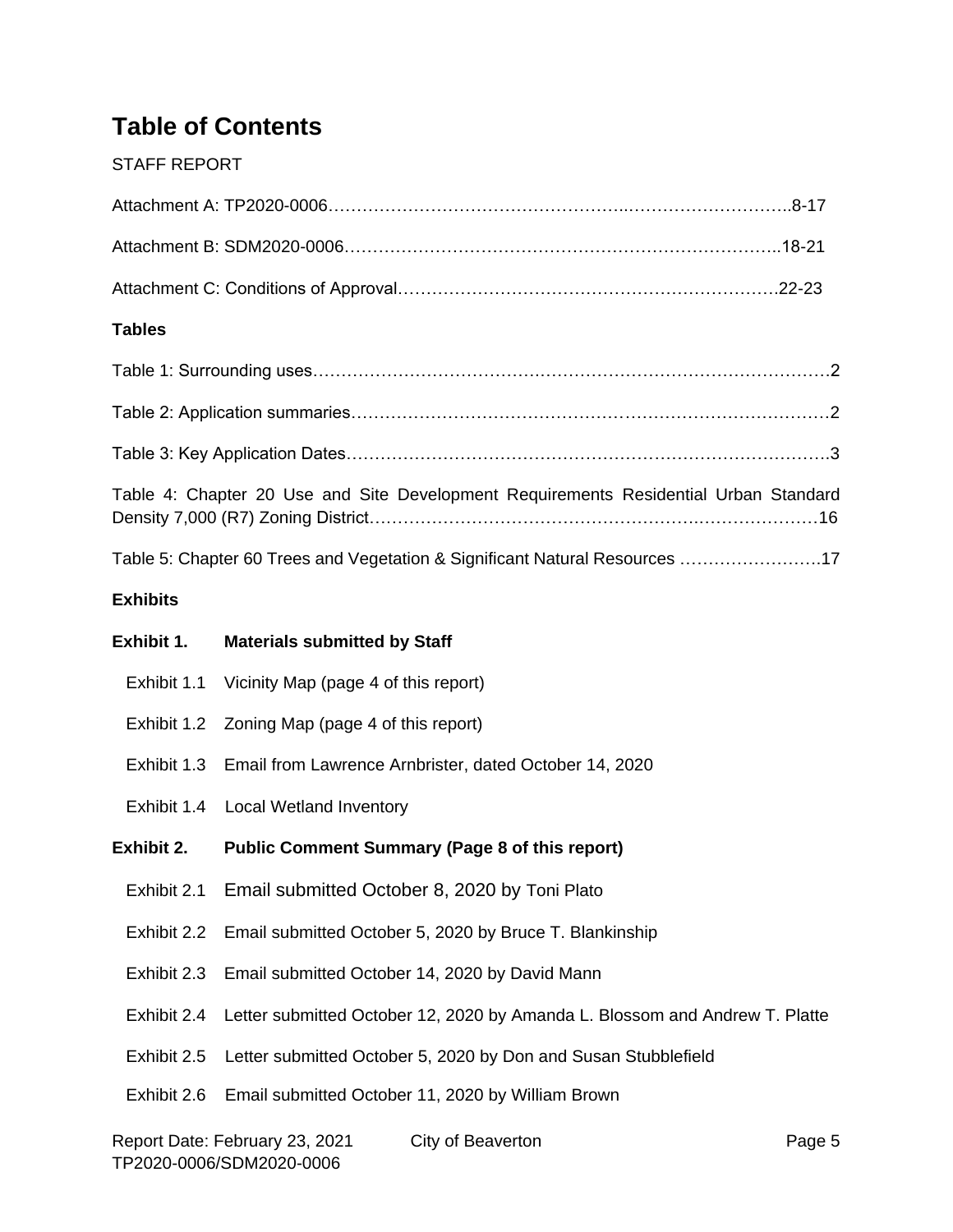# Table of Contents

STAFF REPORT

Attachment A: TP2020-0006………………………………………….……………………….8-17

Attachment B: SDM2020-0006………………………………………………………………..18-21

Attachment C: Conditions of Approval……………………………………………………….22-23

**Tables**

Table 1: Surrounding uses……………………………………………………………….………………2

Table 2: Application summaries…………………………………………………………………………2

Table 3: Key Application Dates………………………………………………………………………….3

Table 4: Chapter 20 Use and Site Development Requirements Residential Urban Standard Density 7,000 (R7) Zoning District……………………………………………….…………………16

Table 5: Chapter 60 Trees and Vegetation & Significant Natural Resources …………………….17

**Exhibits**

**Exhibit 1. Materials submitted by Staff**

- Exhibit 1.1 Vicinity Map (page 4 of this report)
- Exhibit 1.2 Zoning Map (page 4 of this report)
- Exhibit 1.3 Email from Lawrence Arnbrister, dated October 14, 2020
- Exhibit 1.4 Local Wetland Inventory

**Exhibit 2. Public Comment Summary (Page 8 of this report)**

- Exhibit 2.1 Email submitted October 8, 2020 by Toni Plato
- Exhibit 2.2 Email submitted October 5, 2020 by Bruce T. Blankinship
- Exhibit 2.3 Email submitted October 14, 2020 by David Mann
- Exhibit 2.4 Letter submitted October 12, 2020 by Amanda L. Blossom and Andrew T. Platte
- Exhibit 2.5 Letter submitted October 5, 2020 by Don and Susan Stubblefield
- Exhibit 2.6 Email submitted October 11, 2020 by William Brown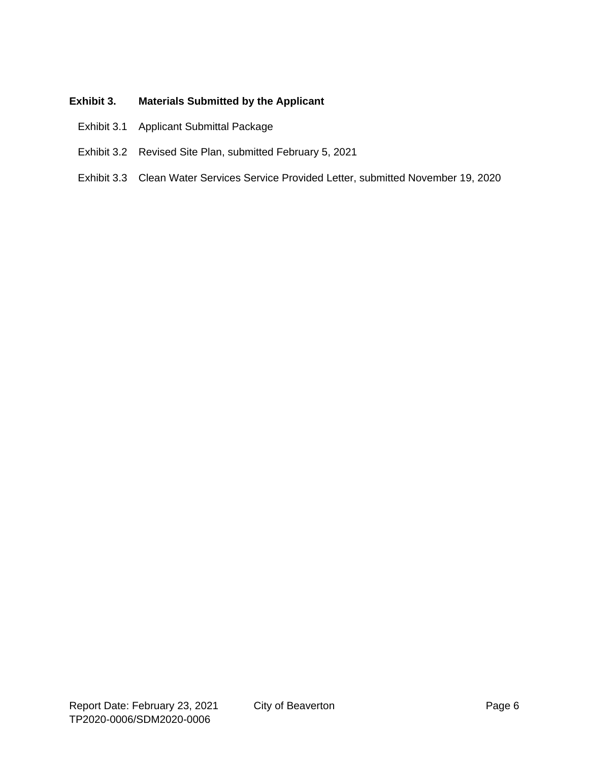**Exhibit 3. Materials Submitted by the Applicant**

Exhibit 3.1 Applicant Submittal Package

Exhibit 3.2 Revised Site Plan, submitted February 5, 2021

Exhibit 3.3 Clean Water Services Service Provided Letter, submitted November 19, 2020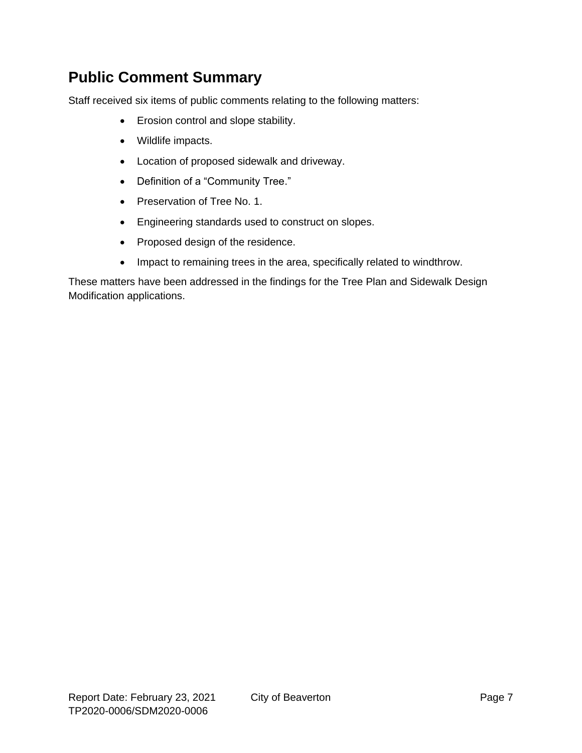## Public Comment Summary

Staff received six items of public comments relating to the following matters:

- Erosion control and slope stability.
- Wildlife impacts.
- Location of proposed sidewalk and driveway.
- Definition of a "Community Tree."
- Preservation of Tree No. 1.
- Engineering standards used to construct on slopes.
- Proposed design of the residence.
- Impact to remaining trees in the area, specifically related to windthrow.

These matters have been addressed in the findings for the Tree Plan and Sidewalk Design Modification applications.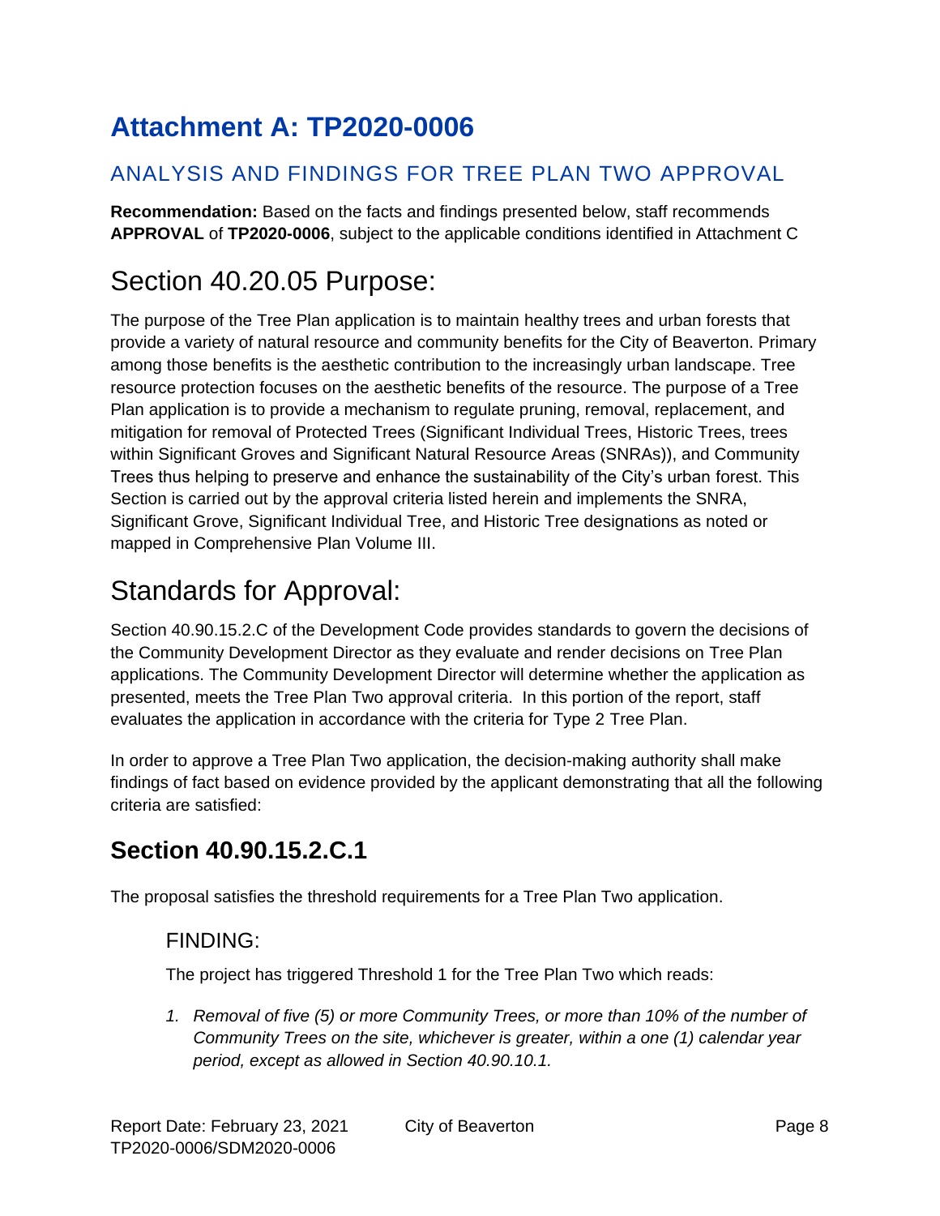# Attachment A: TP2020-0006

## ANALYSIS AND FINDINGS FOR TREE PLAN TWO APPROVAL

**Recommendation:** Based on the facts and findings presented below, staff recommends **APPROVAL** of **TP2020-0006**, subject to the applicable conditions identified in Attachment C

# Section 40.20.05 Purpose:

The purpose of the Tree Plan application is to maintain healthy trees and urban forests that provide a variety of natural resource and community benefits for the City of Beaverton. Primary among those benefits is the aesthetic contribution to the increasingly urban landscape. Tree resource protection focuses on the aesthetic benefits of the resource. The purpose of a Tree Plan application is to provide a mechanism to regulate pruning, removal, replacement, and mitigation for removal of Protected Trees (Significant Individual Trees, Historic Trees, trees within Significant Groves and Significant Natural Resource Areas (SNRAs)), and Community Trees thus helping to preserve and enhance the sustainability of the City's urban forest. This Section is carried out by the approval criteria listed herein and implements the SNRA, Significant Grove, Significant Individual Tree, and Historic Tree designations as noted or mapped in Comprehensive Plan Volume III.

# Standards for Approval:

Section 40.90.15.2.C of the Development Code provides standards to govern the decisions of the Community Development Director as they evaluate and render decisions on Tree Plan applications. The Community Development Director will determine whether the application as presented, meets the Tree Plan Two approval criteria. In this portion of the report, staff evaluates the application in accordance with the criteria for Type 2 Tree Plan.

In order to approve a Tree Plan Two application, the decision-making authority shall make findings of fact based on evidence provided by the applicant demonstrating that all the following criteria are satisfied:

## Section 40.90.15.2.C.1

The proposal satisfies the threshold requirements for a Tree Plan Two application.

### FINDING:

The project has triggered Threshold 1 for the Tree Plan Two which reads:

1. *Removal of five (5) or more Community Trees, or more than 10% of the number of Community Trees on the site, whichever is greater, within a one (1) calendar year period, except as allowed in Section 40.90.10.1.*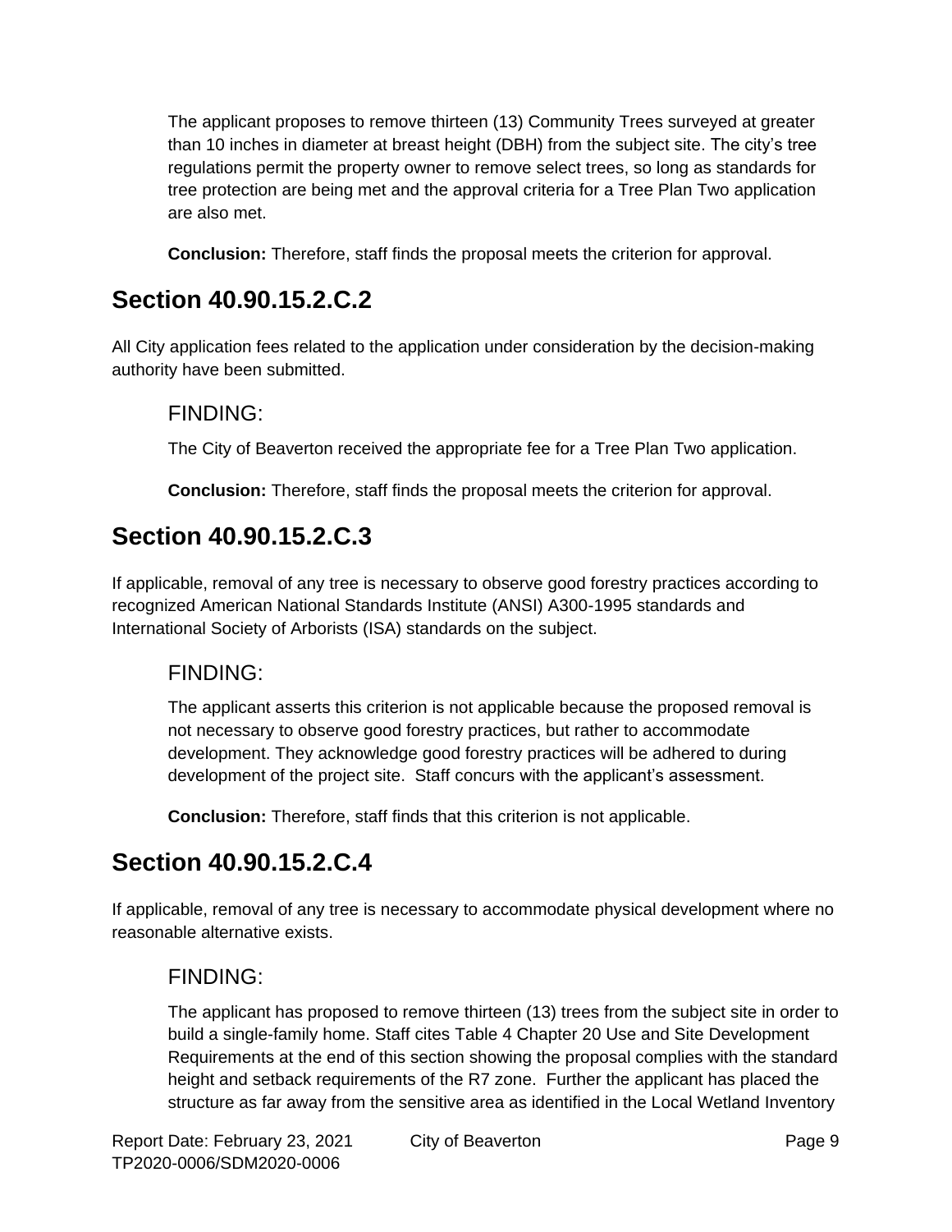The applicant proposes to remove thirteen (13) Community Trees surveyed at greater than 10 inches in diameter at breast height (DBH) from the subject site. The city's tree regulations permit the property owner to remove select trees, so long as standards for tree protection are being met and the approval criteria for a Tree Plan Two application are also met.

**Conclusion:** Therefore, staff finds the proposal meets the criterion for approval.

## Section 40.90.15.2.C.2

All City application fees related to the application under consideration by the decision-making authority have been submitted.

### FINDING:

The City of Beaverton received the appropriate fee for a Tree Plan Two application.

**Conclusion:** Therefore, staff finds the proposal meets the criterion for approval.

## Section 40.90.15.2.C.3

If applicable, removal of any tree is necessary to observe good forestry practices according to recognized American National Standards Institute (ANSI) A300-1995 standards and International Society of Arborists (ISA) standards on the subject.

### FINDING:

The applicant asserts this criterion is not applicable because the proposed removal is not necessary to observe good forestry practices, but rather to accommodate development. They acknowledge good forestry practices will be adhered to during development of the project site. Staff concurs with the applicant's assessment.

**Conclusion:** Therefore, staff finds that this criterion is not applicable.

## Section 40.90.15.2.C.4

If applicable, removal of any tree is necessary to accommodate physical development where no reasonable alternative exists.

### FINDING:

The applicant has proposed to remove thirteen (13) trees from the subject site in order to build a single-family home. Staff cites Table 4 Chapter 20 Use and Site Development Requirements at the end of this section showing the proposal complies with the standard height and setback requirements of the R7 zone. Further the applicant has placed the structure as far away from the sensitive area as identified in the Local Wetland Inventory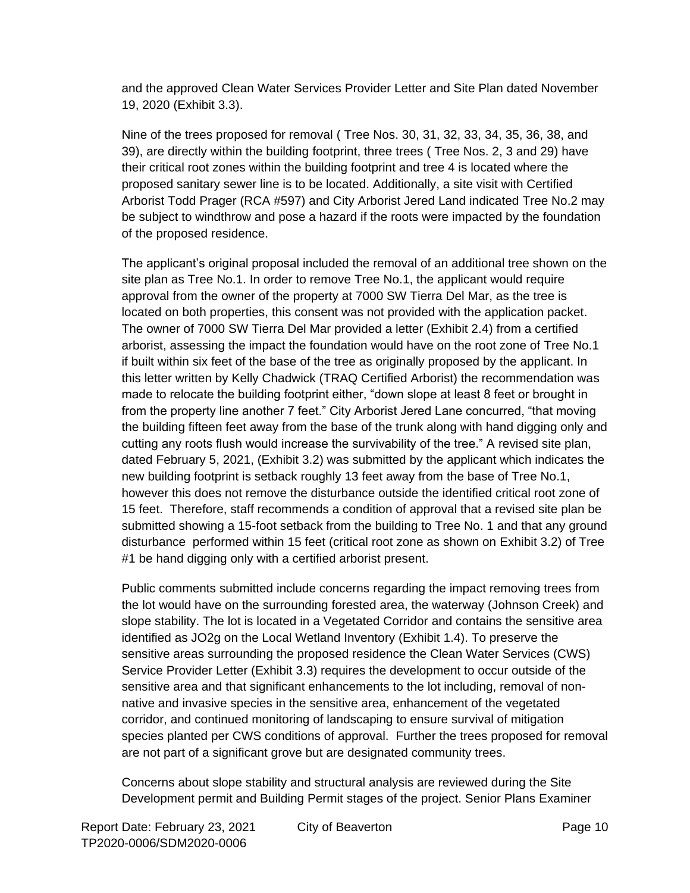and the approved Clean Water Services Provider Letter and Site Plan dated November 19, 2020 (Exhibit 3.3).

Nine of the trees proposed for removal ( Tree Nos. 30, 31, 32, 33, 34, 35, 36, 38, and 39), are directly within the building footprint, three trees ( Tree Nos. 2, 3 and 29) have their critical root zones within the building footprint and tree 4 is located where the proposed sanitary sewer line is to be located. Additionally, a site visit with Certified Arborist Todd Prager (RCA #597) and City Arborist Jered Land indicated Tree No.2 may be subject to windthrow and pose a hazard if the roots were impacted by the foundation of the proposed residence.

The applicant's original proposal included the removal of an additional tree shown on the site plan as Tree No.1. In order to remove Tree No.1, the applicant would require approval from the owner of the property at 7000 SW Tierra Del Mar, as the tree is located on both properties, this consent was not provided with the application packet. The owner of 7000 SW Tierra Del Mar provided a letter (Exhibit 2.4) from a certified arborist, assessing the impact the foundation would have on the root zone of Tree No.1 if built within six feet of the base of the tree as originally proposed by the applicant. In this letter written by Kelly Chadwick (TRAQ Certified Arborist) the recommendation was made to relocate the building footprint either, "down slope at least 8 feet or brought in from the property line another 7 feet." City Arborist Jered Lane concurred, "that moving the building fifteen feet away from the base of the trunk along with hand digging only and cutting any roots flush would increase the survivability of the tree." A revised site plan, dated February 5, 2021, (Exhibit 3.2) was submitted by the applicant which indicates the new building footprint is setback roughly 13 feet away from the base of Tree No.1, however this does not remove the disturbance outside the identified critical root zone of 15 feet. Therefore, staff recommends a condition of approval that a revised site plan be submitted showing a 15-foot setback from the building to Tree No. 1 and that any ground disturbance performed within 15 feet (critical root zone as shown on Exhibit 3.2) of Tree #1 be hand digging only with a certified arborist present.

Public comments submitted include concerns regarding the impact removing trees from the lot would have on the surrounding forested area, the waterway (Johnson Creek) and slope stability. The lot is located in a Vegetated Corridor and contains the sensitive area identified as JO2g on the Local Wetland Inventory (Exhibit 1.4). To preserve the sensitive areas surrounding the proposed residence the Clean Water Services (CWS) Service Provider Letter (Exhibit 3.3) requires the development to occur outside of the sensitive area and that significant enhancements to the lot including, removal of non-native and invasive species in the sensitive area, enhancement of the vegetated corridor, and continued monitoring of landscaping to ensure survival of mitigation species planted per CWS conditions of approval. Further the trees proposed for removal are not part of a significant grove but are designated community trees.

Concerns about slope stability and structural analysis are reviewed during the Site Development permit and Building Permit stages of the project. Senior Plans Examiner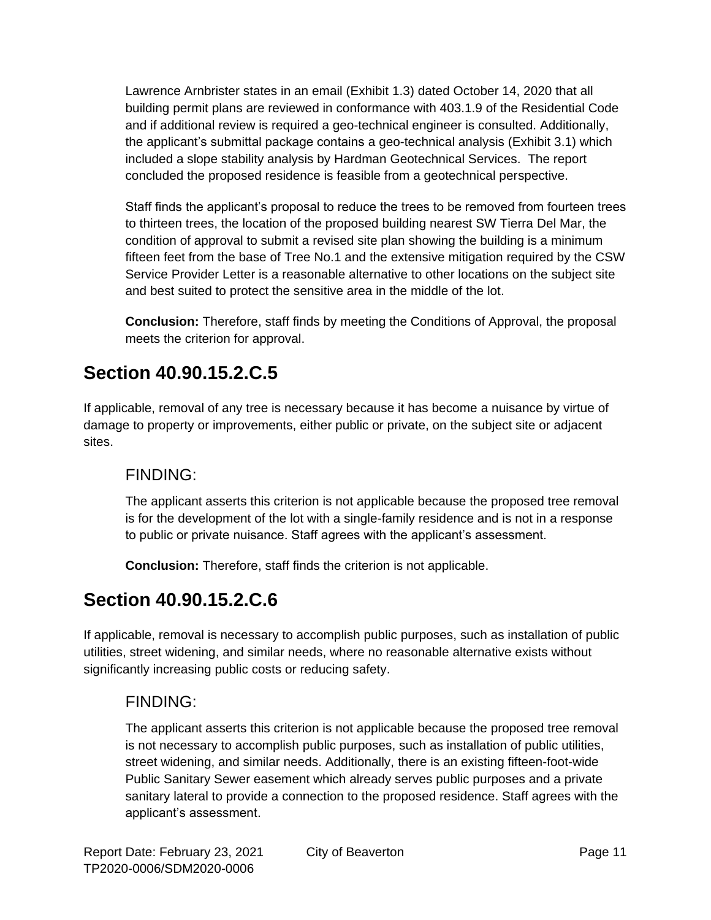Lawrence Arnbrister states in an email (Exhibit 1.3) dated October 14, 2020 that all building permit plans are reviewed in conformance with 403.1.9 of the Residential Code and if additional review is required a geo-technical engineer is consulted. Additionally, the applicant's submittal package contains a geo-technical analysis (Exhibit 3.1) which included a slope stability analysis by Hardman Geotechnical Services. The report concluded the proposed residence is feasible from a geotechnical perspective.

Staff finds the applicant's proposal to reduce the trees to be removed from fourteen trees to thirteen trees, the location of the proposed building nearest SW Tierra Del Mar, the condition of approval to submit a revised site plan showing the building is a minimum fifteen feet from the base of Tree No.1 and the extensive mitigation required by the CSW Service Provider Letter is a reasonable alternative to other locations on the subject site and best suited to protect the sensitive area in the middle of the lot.

**Conclusion:** Therefore, staff finds by meeting the Conditions of Approval, the proposal meets the criterion for approval.

## Section 40.90.15.2.C.5

If applicable, removal of any tree is necessary because it has become a nuisance by virtue of damage to property or improvements, either public or private, on the subject site or adjacent sites.

### FINDING:

The applicant asserts this criterion is not applicable because the proposed tree removal is for the development of the lot with a single-family residence and is not in a response to public or private nuisance. Staff agrees with the applicant's assessment.

**Conclusion:** Therefore, staff finds the criterion is not applicable.

## Section 40.90.15.2.C.6

If applicable, removal is necessary to accomplish public purposes, such as installation of public utilities, street widening, and similar needs, where no reasonable alternative exists without significantly increasing public costs or reducing safety.

### FINDING:

The applicant asserts this criterion is not applicable because the proposed tree removal is not necessary to accomplish public purposes, such as installation of public utilities, street widening, and similar needs. Additionally, there is an existing fifteen-foot-wide Public Sanitary Sewer easement which already serves public purposes and a private sanitary lateral to provide a connection to the proposed residence. Staff agrees with the applicant's assessment.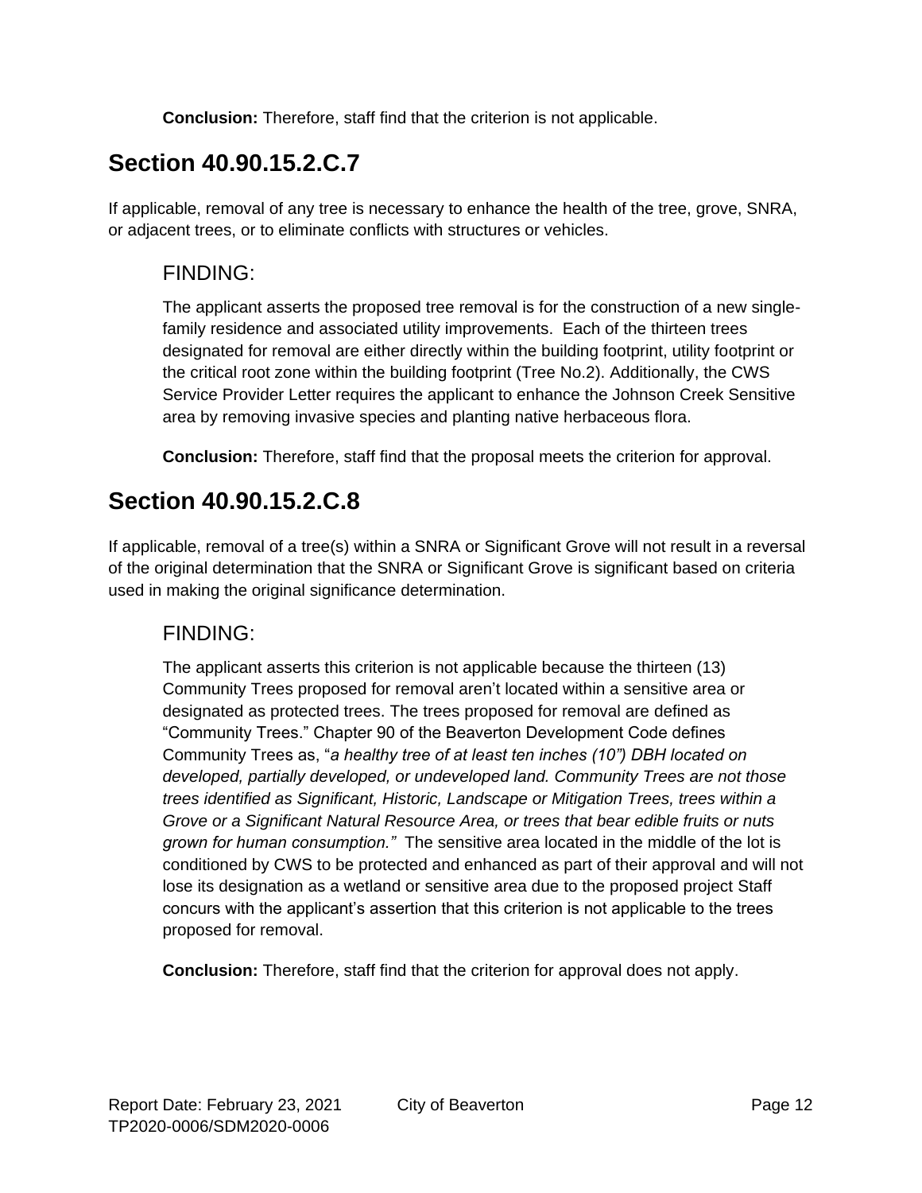**Conclusion:** Therefore, staff find that the criterion is not applicable.

## Section 40.90.15.2.C.7

If applicable, removal of any tree is necessary to enhance the health of the tree, grove, SNRA, or adjacent trees, or to eliminate conflicts with structures or vehicles.

### FINDING:

The applicant asserts the proposed tree removal is for the construction of a new single-family residence and associated utility improvements. Each of the thirteen trees designated for removal are either directly within the building footprint, utility footprint or the critical root zone within the building footprint (Tree No.2). Additionally, the CWS Service Provider Letter requires the applicant to enhance the Johnson Creek Sensitive area by removing invasive species and planting native herbaceous flora.

**Conclusion:** Therefore, staff find that the proposal meets the criterion for approval.

## Section 40.90.15.2.C.8

If applicable, removal of a tree(s) within a SNRA or Significant Grove will not result in a reversal of the original determination that the SNRA or Significant Grove is significant based on criteria used in making the original significance determination.

### FINDING:

The applicant asserts this criterion is not applicable because the thirteen (13) Community Trees proposed for removal aren't located within a sensitive area or designated as protected trees. The trees proposed for removal are defined as "Community Trees." Chapter 90 of the Beaverton Development Code defines Community Trees as, "*a healthy tree of at least ten inches (10") DBH located on developed, partially developed, or undeveloped land. Community Trees are not those trees identified as Significant, Historic, Landscape or Mitigation Trees, trees within a Grove or a Significant Natural Resource Area, or trees that bear edible fruits or nuts grown for human consumption."* The sensitive area located in the middle of the lot is conditioned by CWS to be protected and enhanced as part of their approval and will not lose its designation as a wetland or sensitive area due to the proposed project Staff concurs with the applicant's assertion that this criterion is not applicable to the trees proposed for removal.

**Conclusion:** Therefore, staff find that the criterion for approval does not apply.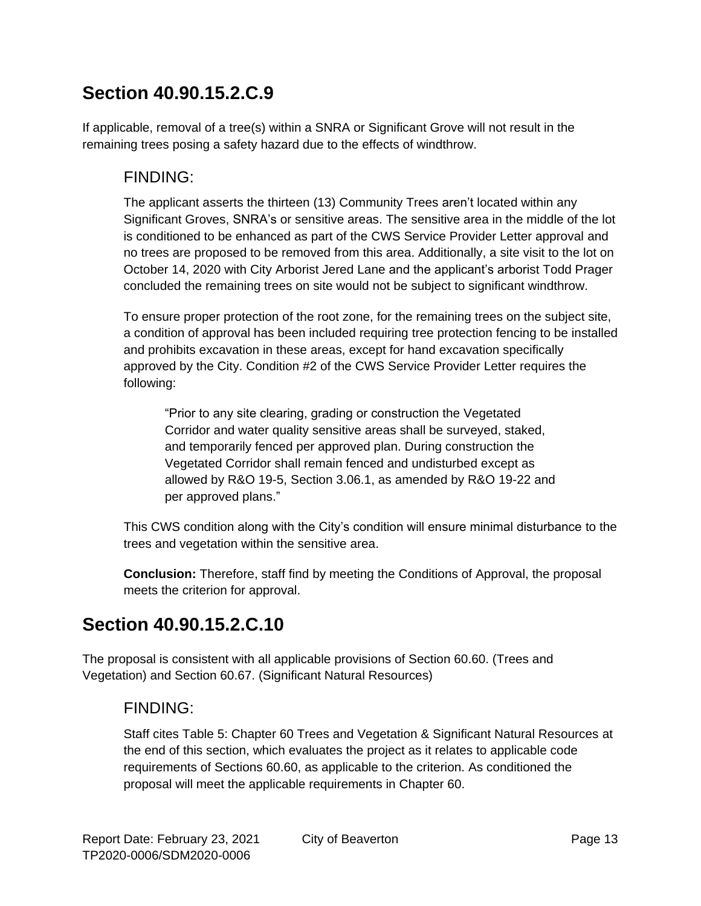## Section 40.90.15.2.C.9

If applicable, removal of a tree(s) within a SNRA or Significant Grove will not result in the remaining trees posing a safety hazard due to the effects of windthrow.

### FINDING:

The applicant asserts the thirteen (13) Community Trees aren't located within any Significant Groves, SNRA's or sensitive areas. The sensitive area in the middle of the lot is conditioned to be enhanced as part of the CWS Service Provider Letter approval and no trees are proposed to be removed from this area. Additionally, a site visit to the lot on October 14, 2020 with City Arborist Jered Lane and the applicant's arborist Todd Prager concluded the remaining trees on site would not be subject to significant windthrow.

To ensure proper protection of the root zone, for the remaining trees on the subject site, a condition of approval has been included requiring tree protection fencing to be installed and prohibits excavation in these areas, except for hand excavation specifically approved by the City. Condition #2 of the CWS Service Provider Letter requires the following:

> "Prior to any site clearing, grading or construction the Vegetated Corridor and water quality sensitive areas shall be surveyed, staked, and temporarily fenced per approved plan. During construction the Vegetated Corridor shall remain fenced and undisturbed except as allowed by R&O 19-5, Section 3.06.1, as amended by R&O 19-22 and per approved plans."

This CWS condition along with the City's condition will ensure minimal disturbance to the trees and vegetation within the sensitive area.

**Conclusion:** Therefore, staff find by meeting the Conditions of Approval, the proposal meets the criterion for approval.

## Section 40.90.15.2.C.10

The proposal is consistent with all applicable provisions of Section 60.60. (Trees and Vegetation) and Section 60.67. (Significant Natural Resources)

### FINDING:

Staff cites Table 5: Chapter 60 Trees and Vegetation & Significant Natural Resources at the end of this section, which evaluates the project as it relates to applicable code requirements of Sections 60.60, as applicable to the criterion. As conditioned the proposal will meet the applicable requirements in Chapter 60.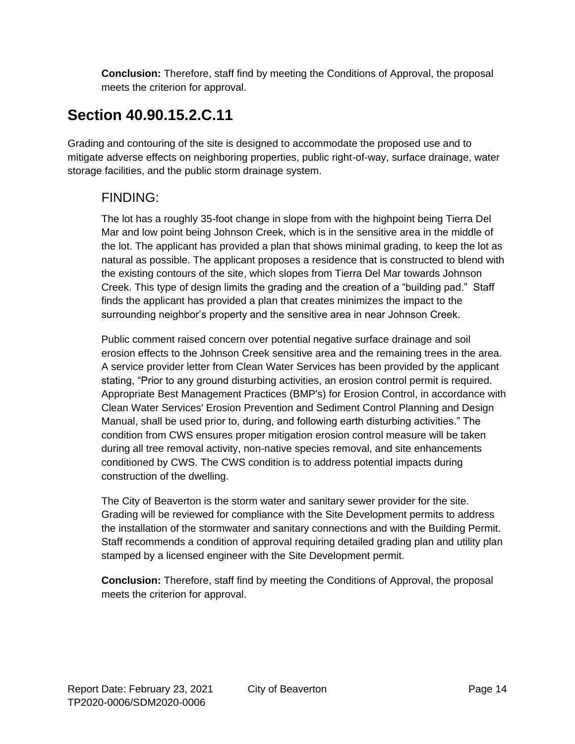**Conclusion:** Therefore, staff find by meeting the Conditions of Approval, the proposal meets the criterion for approval.

## Section 40.90.15.2.C.11

Grading and contouring of the site is designed to accommodate the proposed use and to mitigate adverse effects on neighboring properties, public right-of-way, surface drainage, water storage facilities, and the public storm drainage system.

### FINDING:

The lot has a roughly 35-foot change in slope from with the highpoint being Tierra Del Mar and low point being Johnson Creek, which is in the sensitive area in the middle of the lot. The applicant has provided a plan that shows minimal grading, to keep the lot as natural as possible. The applicant proposes a residence that is constructed to blend with the existing contours of the site, which slopes from Tierra Del Mar towards Johnson Creek. This type of design limits the grading and the creation of a "building pad." Staff finds the applicant has provided a plan that creates minimizes the impact to the surrounding neighbor's property and the sensitive area in near Johnson Creek.

Public comment raised concern over potential negative surface drainage and soil erosion effects to the Johnson Creek sensitive area and the remaining trees in the area. A service provider letter from Clean Water Services has been provided by the applicant stating, "Prior to any ground disturbing activities, an erosion control permit is required. Appropriate Best Management Practices (BMP's) for Erosion Control, in accordance with Clean Water Services' Erosion Prevention and Sediment Control Planning and Design Manual, shall be used prior to, during, and following earth disturbing activities." The condition from CWS ensures proper mitigation erosion control measure will be taken during all tree removal activity, non-native species removal, and site enhancements conditioned by CWS. The CWS condition is to address potential impacts during construction of the dwelling.

The City of Beaverton is the storm water and sanitary sewer provider for the site. Grading will be reviewed for compliance with the Site Development permits to address the installation of the stormwater and sanitary connections and with the Building Permit. Staff recommends a condition of approval requiring detailed grading plan and utility plan stamped by a licensed engineer with the Site Development permit.

**Conclusion:** Therefore, staff find by meeting the Conditions of Approval, the proposal meets the criterion for approval.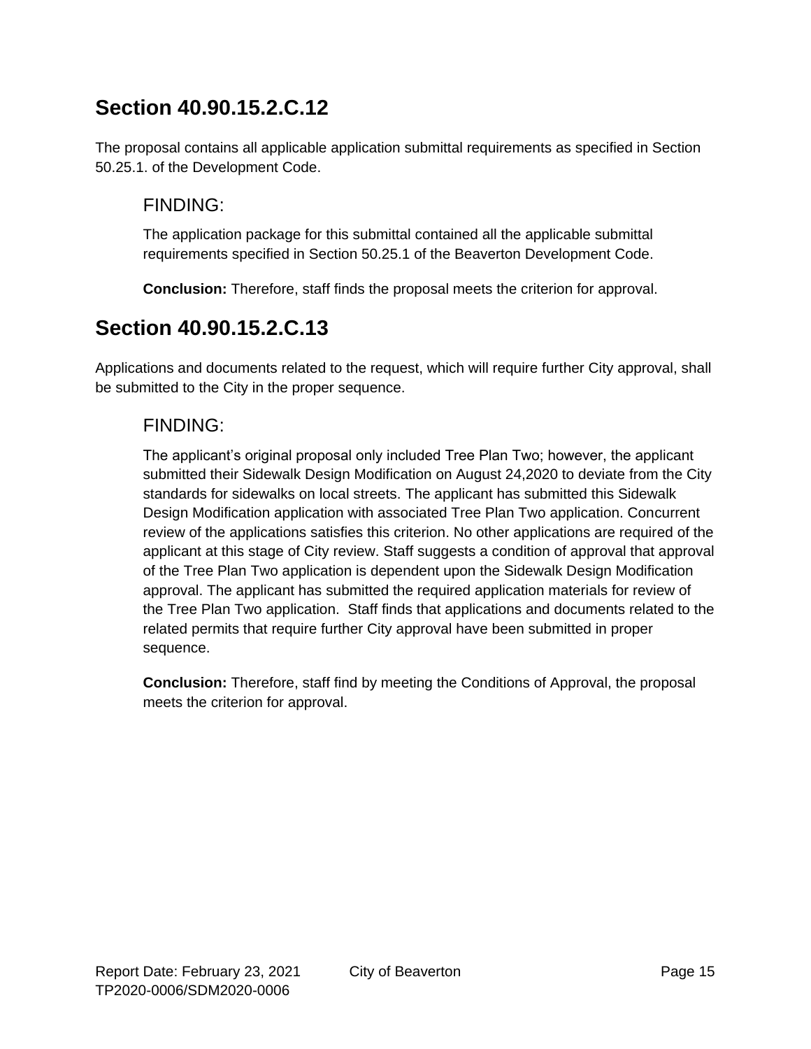## Section 40.90.15.2.C.12

The proposal contains all applicable application submittal requirements as specified in Section 50.25.1. of the Development Code.

### FINDING:

The application package for this submittal contained all the applicable submittal requirements specified in Section 50.25.1 of the Beaverton Development Code.

**Conclusion:** Therefore, staff finds the proposal meets the criterion for approval.

## Section 40.90.15.2.C.13

Applications and documents related to the request, which will require further City approval, shall be submitted to the City in the proper sequence.

### FINDING:

The applicant's original proposal only included Tree Plan Two; however, the applicant submitted their Sidewalk Design Modification on August 24,2020 to deviate from the City standards for sidewalks on local streets. The applicant has submitted this Sidewalk Design Modification application with associated Tree Plan Two application. Concurrent review of the applications satisfies this criterion. No other applications are required of the applicant at this stage of City review. Staff suggests a condition of approval that approval of the Tree Plan Two application is dependent upon the Sidewalk Design Modification approval. The applicant has submitted the required application materials for review of the Tree Plan Two application. Staff finds that applications and documents related to the related permits that require further City approval have been submitted in proper sequence.

**Conclusion:** Therefore, staff find by meeting the Conditions of Approval, the proposal meets the criterion for approval.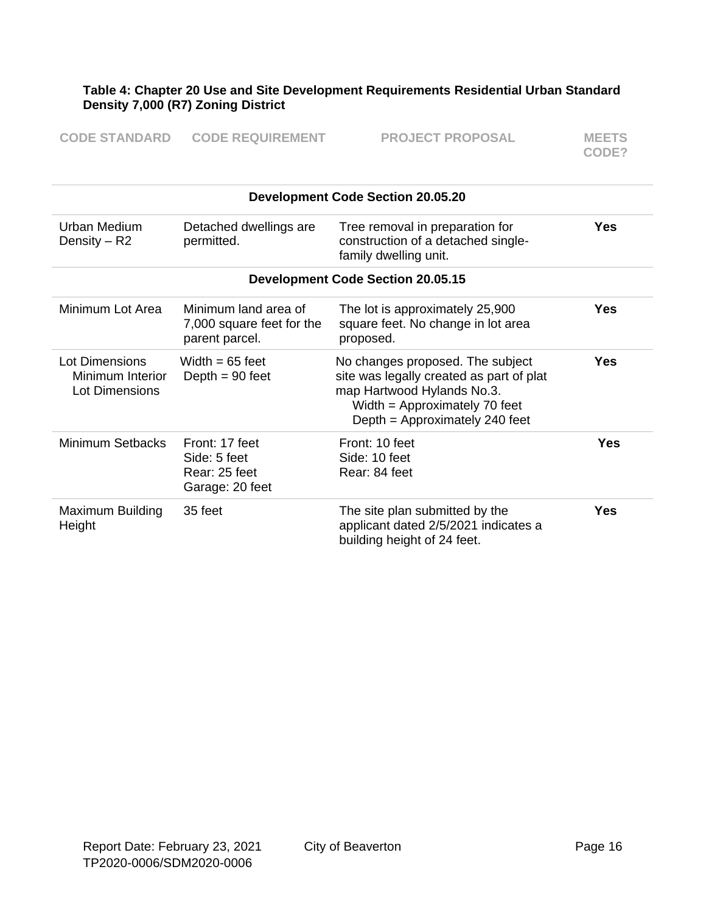**Table 4: Chapter 20 Use and Site Development Requirements Residential Urban Standard Density 7,000 (R7) Zoning District**

| CODE STANDARD | CODE REQUIREMENT | PROJECT PROPOSAL | MEETS CODE? |
|---|---|---|---|
| **Development Code Section 20.05.20** | | | |
| Urban Medium Density – R2 | Detached dwellings are permitted. | Tree removal in preparation for construction of a detached single-family dwelling unit. | **Yes** |
| **Development Code Section 20.05.15** | | | |
| Minimum Lot Area | Minimum land area of 7,000 square feet for the parent parcel. | The lot is approximately 25,900 square feet. No change in lot area proposed. | **Yes** |
| Lot Dimensions Minimum Interior Lot Dimensions | Width = 65 feet<br>Depth = 90 feet | No changes proposed. The subject site was legally created as part of plat map Hartwood Hylands No.3.<br>Width = Approximately 70 feet<br>Depth = Approximately 240 feet | **Yes** |
| Minimum Setbacks | Front: 17 feet<br>Side: 5 feet<br>Rear: 25 feet<br>Garage: 20 feet | Front: 10 feet<br>Side: 10 feet<br>Rear: 84 feet | **Yes** |
| Maximum Building Height | 35 feet | The site plan submitted by the applicant dated 2/5/2021 indicates a building height of 24 feet. | **Yes** |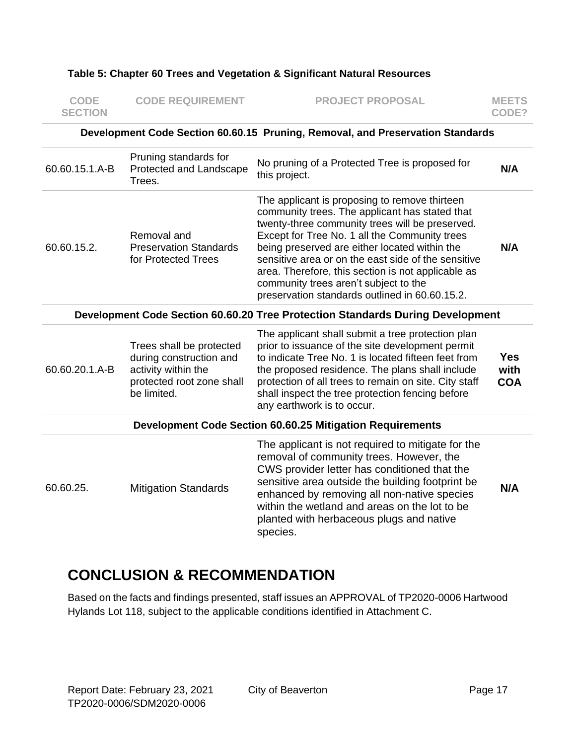**Table 5: Chapter 60 Trees and Vegetation & Significant Natural Resources**

| CODE SECTION | CODE REQUIREMENT | PROJECT PROPOSAL | MEETS CODE? |
|---|---|---|---|
| **Development Code Section 60.60.15 Pruning, Removal, and Preservation Standards** | | | |
| 60.60.15.1.A-B | Pruning standards for Protected and Landscape Trees. | No pruning of a Protected Tree is proposed for this project. | **N/A** |
| 60.60.15.2. | Removal and Preservation Standards for Protected Trees | The applicant is proposing to remove thirteen community trees. The applicant has stated that twenty-three community trees will be preserved. Except for Tree No. 1 all the Community trees being preserved are either located within the sensitive area or on the east side of the sensitive area. Therefore, this section is not applicable as community trees aren't subject to the preservation standards outlined in 60.60.15.2. | **N/A** |
| **Development Code Section 60.60.20 Tree Protection Standards During Development** | | | |
| 60.60.20.1.A-B | Trees shall be protected during construction and activity within the protected root zone shall be limited. | The applicant shall submit a tree protection plan prior to issuance of the site development permit to indicate Tree No. 1 is located fifteen feet from the proposed residence. The plans shall include protection of all trees to remain on site. City staff shall inspect the tree protection fencing before any earthwork is to occur. | **Yes with COA** |
| **Development Code Section 60.60.25 Mitigation Requirements** | | | |
| 60.60.25. | Mitigation Standards | The applicant is not required to mitigate for the removal of community trees. However, the CWS provider letter has conditioned that the sensitive area outside the building footprint be enhanced by removing all non-native species within the wetland and areas on the lot to be planted with herbaceous plugs and native species. | **N/A** |

## CONCLUSION & RECOMMENDATION

Based on the facts and findings presented, staff issues an APPROVAL of TP2020-0006 Hartwood Hylands Lot 118, subject to the applicable conditions identified in Attachment C.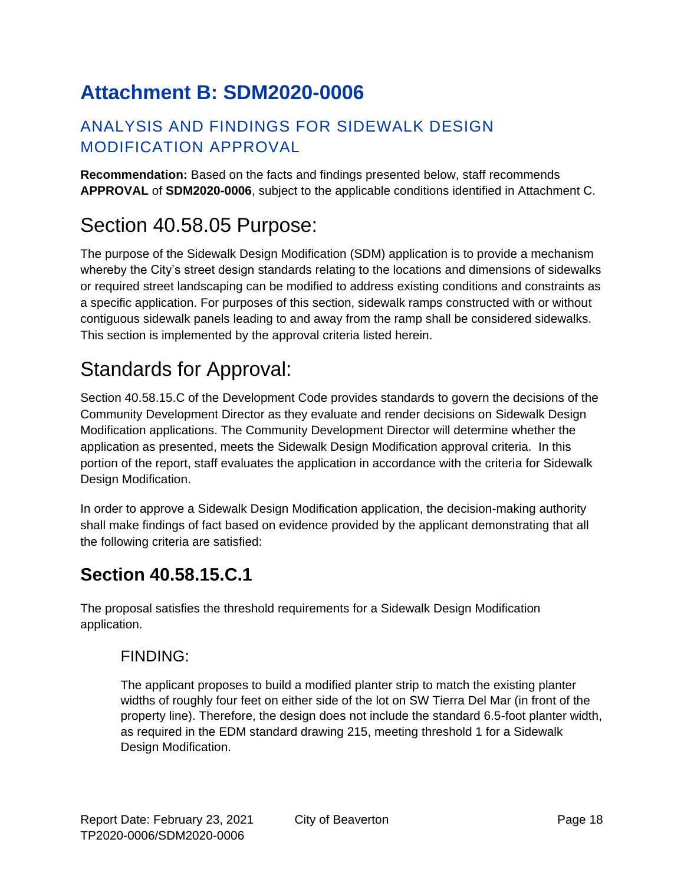# Attachment B: SDM2020-0006

## ANALYSIS AND FINDINGS FOR SIDEWALK DESIGN MODIFICATION APPROVAL

**Recommendation:** Based on the facts and findings presented below, staff recommends **APPROVAL** of **SDM2020-0006**, subject to the applicable conditions identified in Attachment C.

# Section 40.58.05 Purpose:

The purpose of the Sidewalk Design Modification (SDM) application is to provide a mechanism whereby the City's street design standards relating to the locations and dimensions of sidewalks or required street landscaping can be modified to address existing conditions and constraints as a specific application. For purposes of this section, sidewalk ramps constructed with or without contiguous sidewalk panels leading to and away from the ramp shall be considered sidewalks. This section is implemented by the approval criteria listed herein.

# Standards for Approval:

Section 40.58.15.C of the Development Code provides standards to govern the decisions of the Community Development Director as they evaluate and render decisions on Sidewalk Design Modification applications. The Community Development Director will determine whether the application as presented, meets the Sidewalk Design Modification approval criteria. In this portion of the report, staff evaluates the application in accordance with the criteria for Sidewalk Design Modification.

In order to approve a Sidewalk Design Modification application, the decision-making authority shall make findings of fact based on evidence provided by the applicant demonstrating that all the following criteria are satisfied:

## Section 40.58.15.C.1

The proposal satisfies the threshold requirements for a Sidewalk Design Modification application.

### FINDING:

The applicant proposes to build a modified planter strip to match the existing planter widths of roughly four feet on either side of the lot on SW Tierra Del Mar (in front of the property line). Therefore, the design does not include the standard 6.5-foot planter width, as required in the EDM standard drawing 215, meeting threshold 1 for a Sidewalk Design Modification.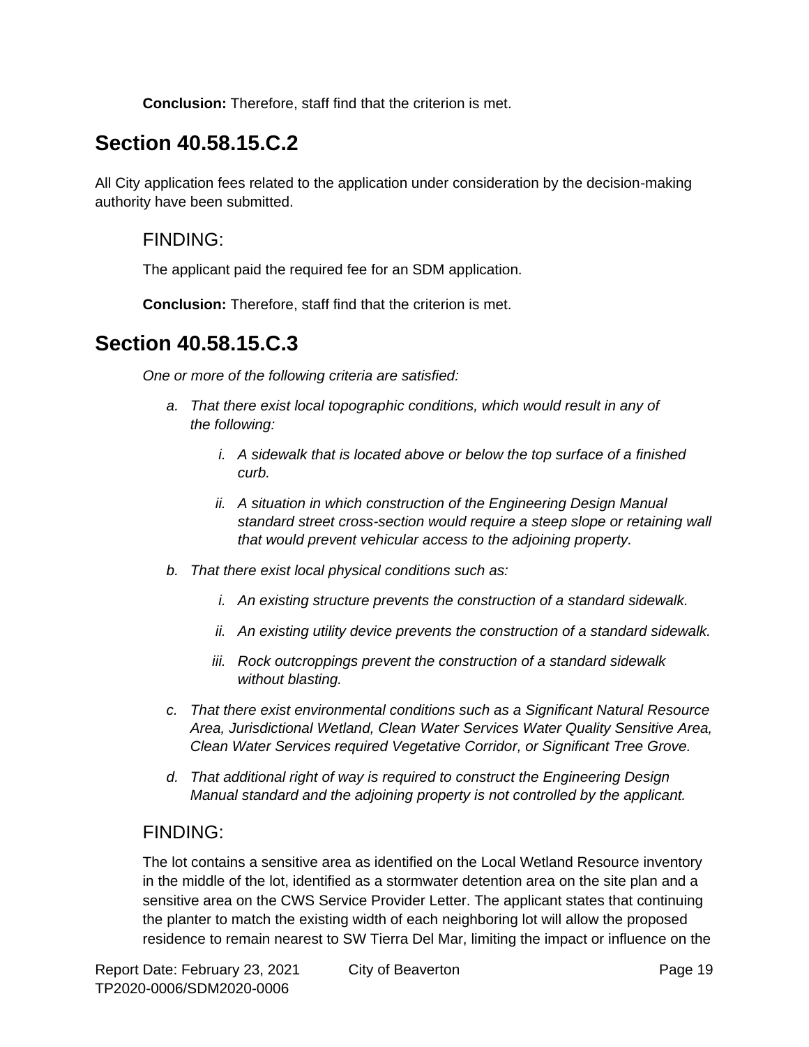**Conclusion:** Therefore, staff find that the criterion is met.

## Section 40.58.15.C.2

All City application fees related to the application under consideration by the decision-making authority have been submitted.

### FINDING:

The applicant paid the required fee for an SDM application.

**Conclusion:** Therefore, staff find that the criterion is met.

## Section 40.58.15.C.3

*One or more of the following criteria are satisfied:*

*a. That there exist local topographic conditions, which would result in any of the following:*

*i. A sidewalk that is located above or below the top surface of a finished curb.*

*ii. A situation in which construction of the Engineering Design Manual standard street cross-section would require a steep slope or retaining wall that would prevent vehicular access to the adjoining property.*

*b. That there exist local physical conditions such as:*

*i. An existing structure prevents the construction of a standard sidewalk.*

*ii. An existing utility device prevents the construction of a standard sidewalk.*

*iii. Rock outcroppings prevent the construction of a standard sidewalk without blasting.*

*c. That there exist environmental conditions such as a Significant Natural Resource Area, Jurisdictional Wetland, Clean Water Services Water Quality Sensitive Area, Clean Water Services required Vegetative Corridor, or Significant Tree Grove.*

*d. That additional right of way is required to construct the Engineering Design Manual standard and the adjoining property is not controlled by the applicant.*

### FINDING:

The lot contains a sensitive area as identified on the Local Wetland Resource inventory in the middle of the lot, identified as a stormwater detention area on the site plan and a sensitive area on the CWS Service Provider Letter. The applicant states that continuing the planter to match the existing width of each neighboring lot will allow the proposed residence to remain nearest to SW Tierra Del Mar, limiting the impact or influence on the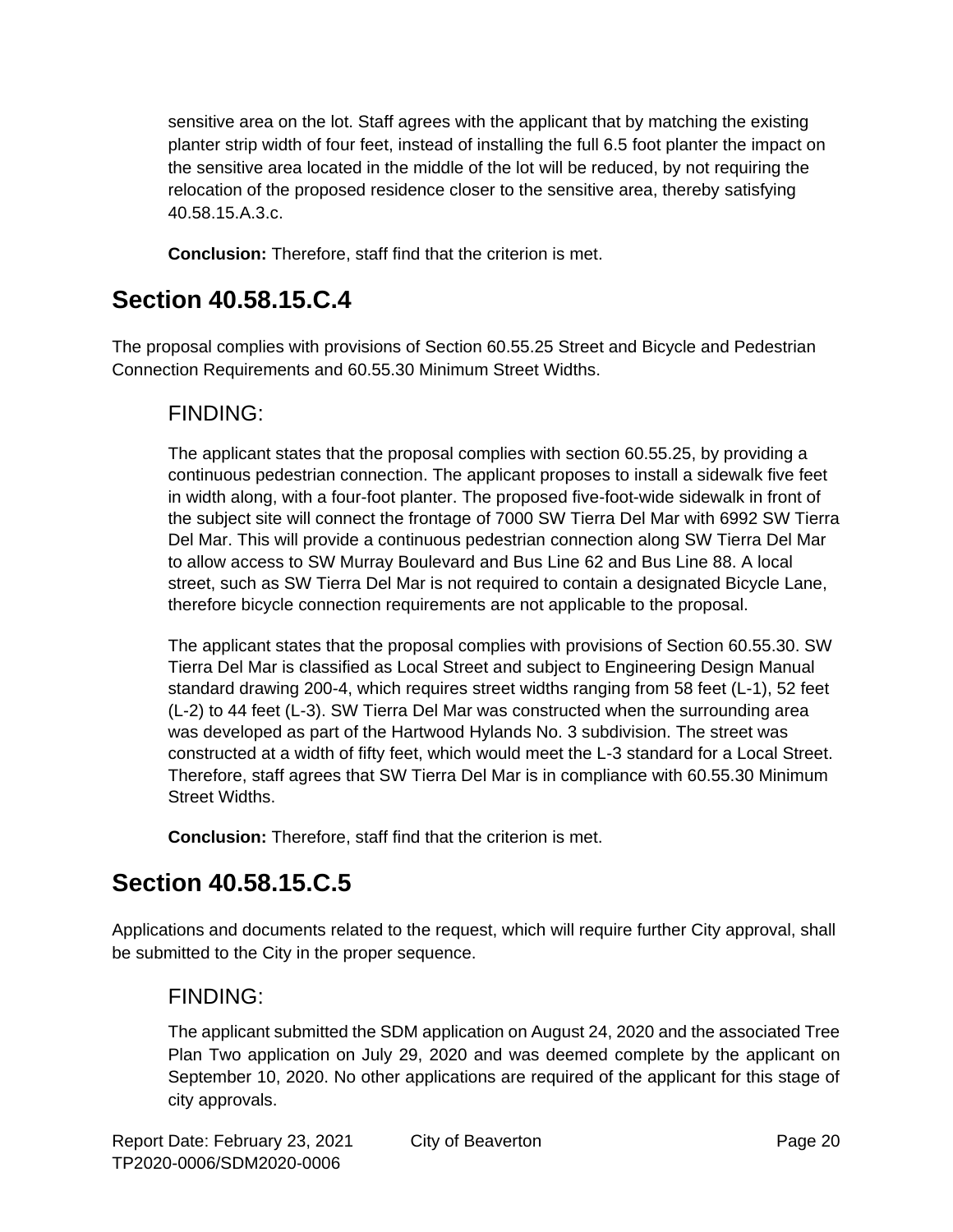sensitive area on the lot. Staff agrees with the applicant that by matching the existing planter strip width of four feet, instead of installing the full 6.5 foot planter the impact on the sensitive area located in the middle of the lot will be reduced, by not requiring the relocation of the proposed residence closer to the sensitive area, thereby satisfying 40.58.15.A.3.c.

**Conclusion:** Therefore, staff find that the criterion is met.

## Section 40.58.15.C.4

The proposal complies with provisions of Section 60.55.25 Street and Bicycle and Pedestrian Connection Requirements and 60.55.30 Minimum Street Widths.

### FINDING:

The applicant states that the proposal complies with section 60.55.25, by providing a continuous pedestrian connection. The applicant proposes to install a sidewalk five feet in width along, with a four-foot planter. The proposed five-foot-wide sidewalk in front of the subject site will connect the frontage of 7000 SW Tierra Del Mar with 6992 SW Tierra Del Mar. This will provide a continuous pedestrian connection along SW Tierra Del Mar to allow access to SW Murray Boulevard and Bus Line 62 and Bus Line 88. A local street, such as SW Tierra Del Mar is not required to contain a designated Bicycle Lane, therefore bicycle connection requirements are not applicable to the proposal.

The applicant states that the proposal complies with provisions of Section 60.55.30. SW Tierra Del Mar is classified as Local Street and subject to Engineering Design Manual standard drawing 200-4, which requires street widths ranging from 58 feet (L-1), 52 feet (L-2) to 44 feet (L-3). SW Tierra Del Mar was constructed when the surrounding area was developed as part of the Hartwood Hylands No. 3 subdivision. The street was constructed at a width of fifty feet, which would meet the L-3 standard for a Local Street. Therefore, staff agrees that SW Tierra Del Mar is in compliance with 60.55.30 Minimum Street Widths.

**Conclusion:** Therefore, staff find that the criterion is met.

## Section 40.58.15.C.5

Applications and documents related to the request, which will require further City approval, shall be submitted to the City in the proper sequence.

### FINDING:

The applicant submitted the SDM application on August 24, 2020 and the associated Tree Plan Two application on July 29, 2020 and was deemed complete by the applicant on September 10, 2020. No other applications are required of the applicant for this stage of city approvals.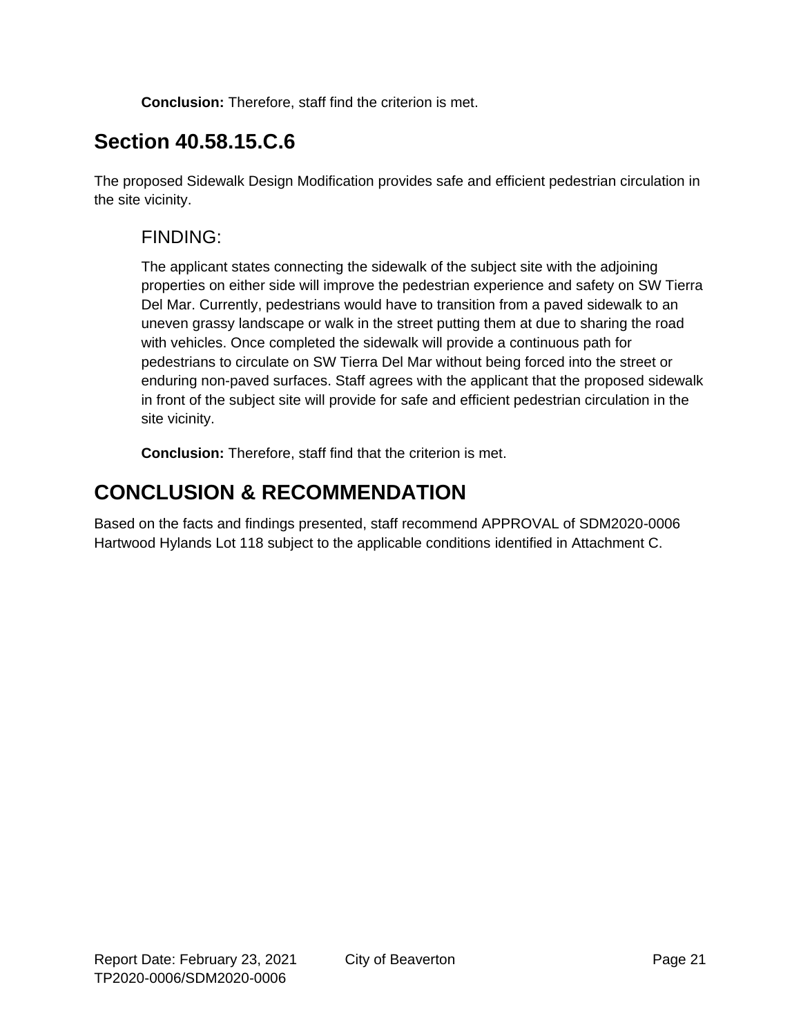**Conclusion:** Therefore, staff find the criterion is met.

## Section 40.58.15.C.6

The proposed Sidewalk Design Modification provides safe and efficient pedestrian circulation in the site vicinity.

### FINDING:

The applicant states connecting the sidewalk of the subject site with the adjoining properties on either side will improve the pedestrian experience and safety on SW Tierra Del Mar. Currently, pedestrians would have to transition from a paved sidewalk to an uneven grassy landscape or walk in the street putting them at due to sharing the road with vehicles. Once completed the sidewalk will provide a continuous path for pedestrians to circulate on SW Tierra Del Mar without being forced into the street or enduring non-paved surfaces. Staff agrees with the applicant that the proposed sidewalk in front of the subject site will provide for safe and efficient pedestrian circulation in the site vicinity.

**Conclusion:** Therefore, staff find that the criterion is met.

## CONCLUSION & RECOMMENDATION

Based on the facts and findings presented, staff recommend APPROVAL of SDM2020-0006 Hartwood Hylands Lot 118 subject to the applicable conditions identified in Attachment C.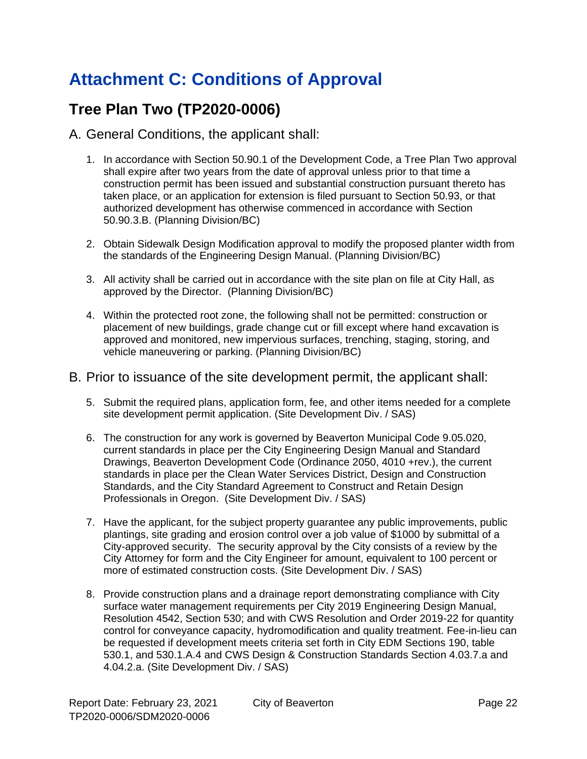# Attachment C: Conditions of Approval

## Tree Plan Two (TP2020-0006)

A. General Conditions, the applicant shall:

1. In accordance with Section 50.90.1 of the Development Code, a Tree Plan Two approval shall expire after two years from the date of approval unless prior to that time a construction permit has been issued and substantial construction pursuant thereto has taken place, or an application for extension is filed pursuant to Section 50.93, or that authorized development has otherwise commenced in accordance with Section 50.90.3.B. (Planning Division/BC)

2. Obtain Sidewalk Design Modification approval to modify the proposed planter width from the standards of the Engineering Design Manual. (Planning Division/BC)

3. All activity shall be carried out in accordance with the site plan on file at City Hall, as approved by the Director. (Planning Division/BC)

4. Within the protected root zone, the following shall not be permitted: construction or placement of new buildings, grade change cut or fill except where hand excavation is approved and monitored, new impervious surfaces, trenching, staging, storing, and vehicle maneuvering or parking. (Planning Division/BC)

B. Prior to issuance of the site development permit, the applicant shall:

5. Submit the required plans, application form, fee, and other items needed for a complete site development permit application. (Site Development Div. / SAS)

6. The construction for any work is governed by Beaverton Municipal Code 9.05.020, current standards in place per the City Engineering Design Manual and Standard Drawings, Beaverton Development Code (Ordinance 2050, 4010 +rev.), the current standards in place per the Clean Water Services District, Design and Construction Standards, and the City Standard Agreement to Construct and Retain Design Professionals in Oregon. (Site Development Div. / SAS)

7. Have the applicant, for the subject property guarantee any public improvements, public plantings, site grading and erosion control over a job value of $1000 by submittal of a City-approved security. The security approval by the City consists of a review by the City Attorney for form and the City Engineer for amount, equivalent to 100 percent or more of estimated construction costs. (Site Development Div. / SAS)

8. Provide construction plans and a drainage report demonstrating compliance with City surface water management requirements per City 2019 Engineering Design Manual, Resolution 4542, Section 530; and with CWS Resolution and Order 2019-22 for quantity control for conveyance capacity, hydromodification and quality treatment. Fee-in-lieu can be requested if development meets criteria set forth in City EDM Sections 190, table 530.1, and 530.1.A.4 and CWS Design & Construction Standards Section 4.03.7.a and 4.04.2.a. (Site Development Div. / SAS)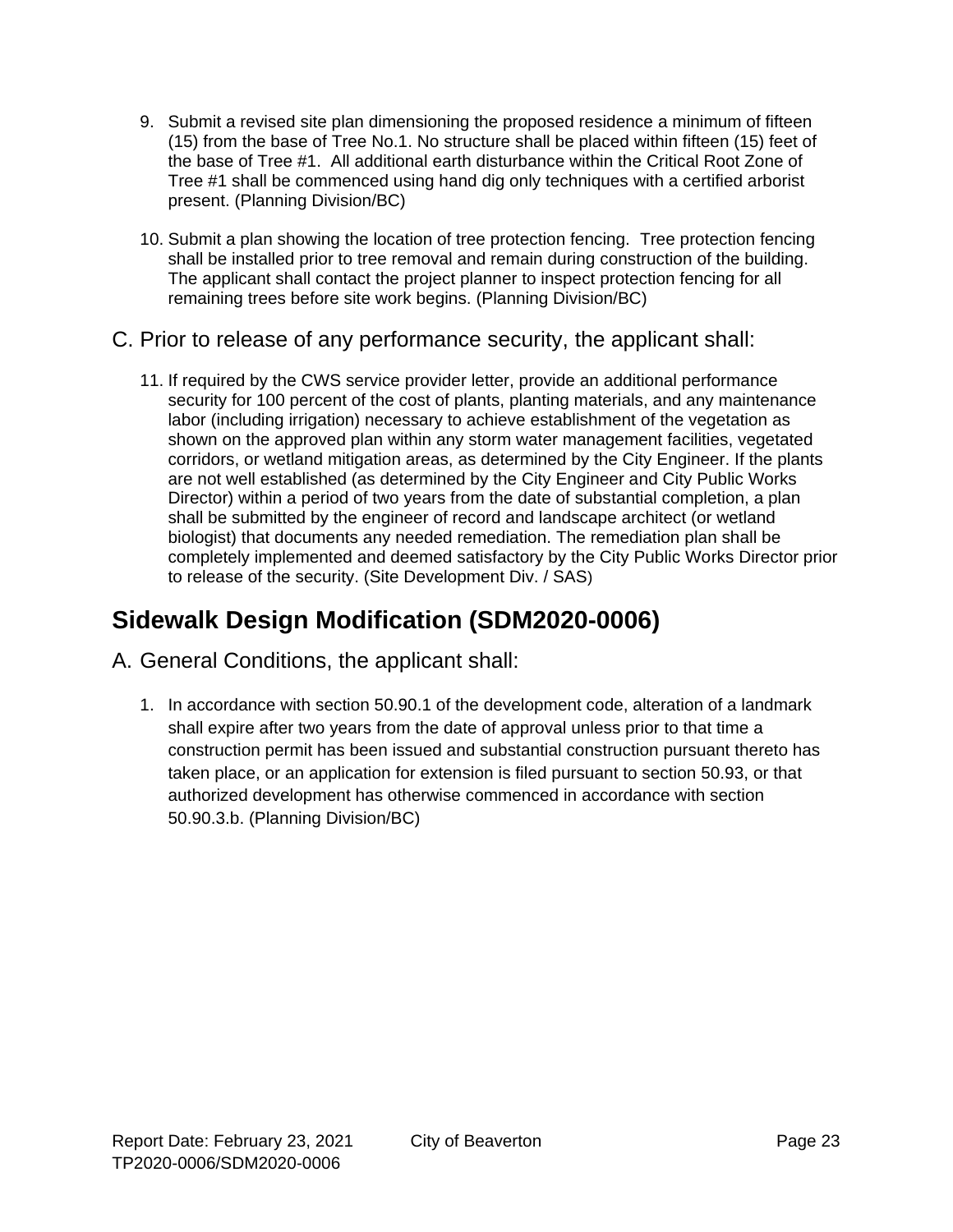9. Submit a revised site plan dimensioning the proposed residence a minimum of fifteen (15) from the base of Tree No.1. No structure shall be placed within fifteen (15) feet of the base of Tree #1. All additional earth disturbance within the Critical Root Zone of Tree #1 shall be commenced using hand dig only techniques with a certified arborist present. (Planning Division/BC)

10. Submit a plan showing the location of tree protection fencing. Tree protection fencing shall be installed prior to tree removal and remain during construction of the building. The applicant shall contact the project planner to inspect protection fencing for all remaining trees before site work begins. (Planning Division/BC)

C. Prior to release of any performance security, the applicant shall:

11. If required by the CWS service provider letter, provide an additional performance security for 100 percent of the cost of plants, planting materials, and any maintenance labor (including irrigation) necessary to achieve establishment of the vegetation as shown on the approved plan within any storm water management facilities, vegetated corridors, or wetland mitigation areas, as determined by the City Engineer. If the plants are not well established (as determined by the City Engineer and City Public Works Director) within a period of two years from the date of substantial completion, a plan shall be submitted by the engineer of record and landscape architect (or wetland biologist) that documents any needed remediation. The remediation plan shall be completely implemented and deemed satisfactory by the City Public Works Director prior to release of the security. (Site Development Div. / SAS)

## Sidewalk Design Modification (SDM2020-0006)

A. General Conditions, the applicant shall:

1. In accordance with section 50.90.1 of the development code, alteration of a landmark shall expire after two years from the date of approval unless prior to that time a construction permit has been issued and substantial construction pursuant thereto has taken place, or an application for extension is filed pursuant to section 50.93, or that authorized development has otherwise commenced in accordance with section 50.90.3.b. (Planning Division/BC)